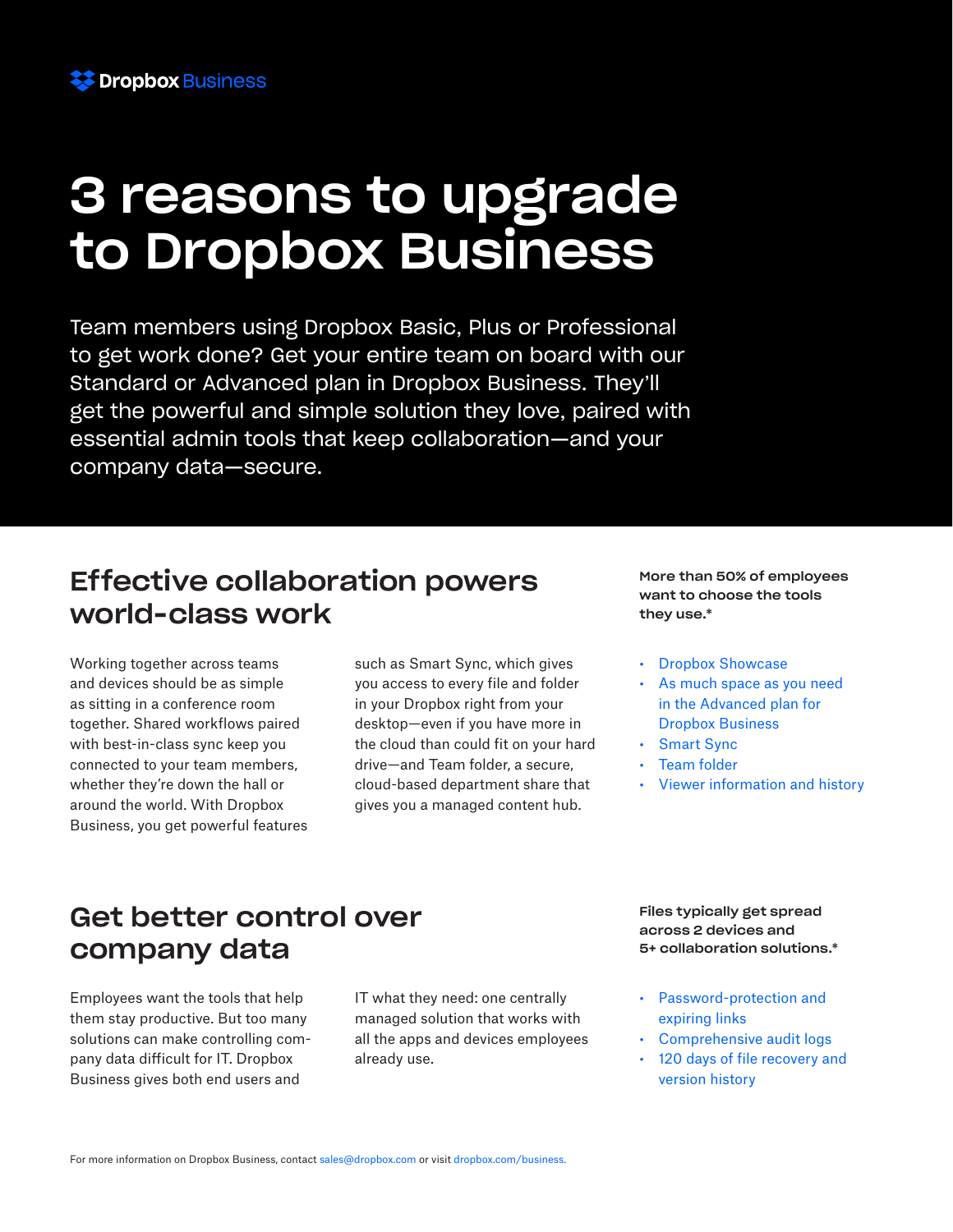Dropbox Business

# 3 reasons to upgrade to Dropbox Business

Team members using Dropbox Basic, Plus or Professional to get work done? Get your entire team on board with our Standard or Advanced plan in Dropbox Business. They'll get the powerful and simple solution they love, paired with essential admin tools that keep collaboration—and your company data—secure.

## Effective collaboration powers world-class work

Working together across teams and devices should be as simple as sitting in a conference room together. Shared workflows paired with best-in-class sync keep you connected to your team members, whether they're down the hall or around the world. With Dropbox Business, you get powerful features such as Smart Sync, which gives you access to every file and folder in your Dropbox right from your desktop—even if you have more in the cloud than could fit on your hard drive—and Team folder, a secure, cloud-based department share that gives you a managed content hub.

**More than 50% of employees want to choose the tools they use.***

- Dropbox Showcase
- As much space as you need in the Advanced plan for Dropbox Business
- Smart Sync
- Team folder
- Viewer information and history

## Get better control over company data

Employees want the tools that help them stay productive. But too many solutions can make controlling company data difficult for IT. Dropbox Business gives both end users and IT what they need: one centrally managed solution that works with all the apps and devices employees already use.

**Files typically get spread across 2 devices and 5+ collaboration solutions.***

- Password-protection and expiring links
- Comprehensive audit logs
- 120 days of file recovery and version history

For more information on Dropbox Business, contact sales@dropbox.com or visit dropbox.com/business.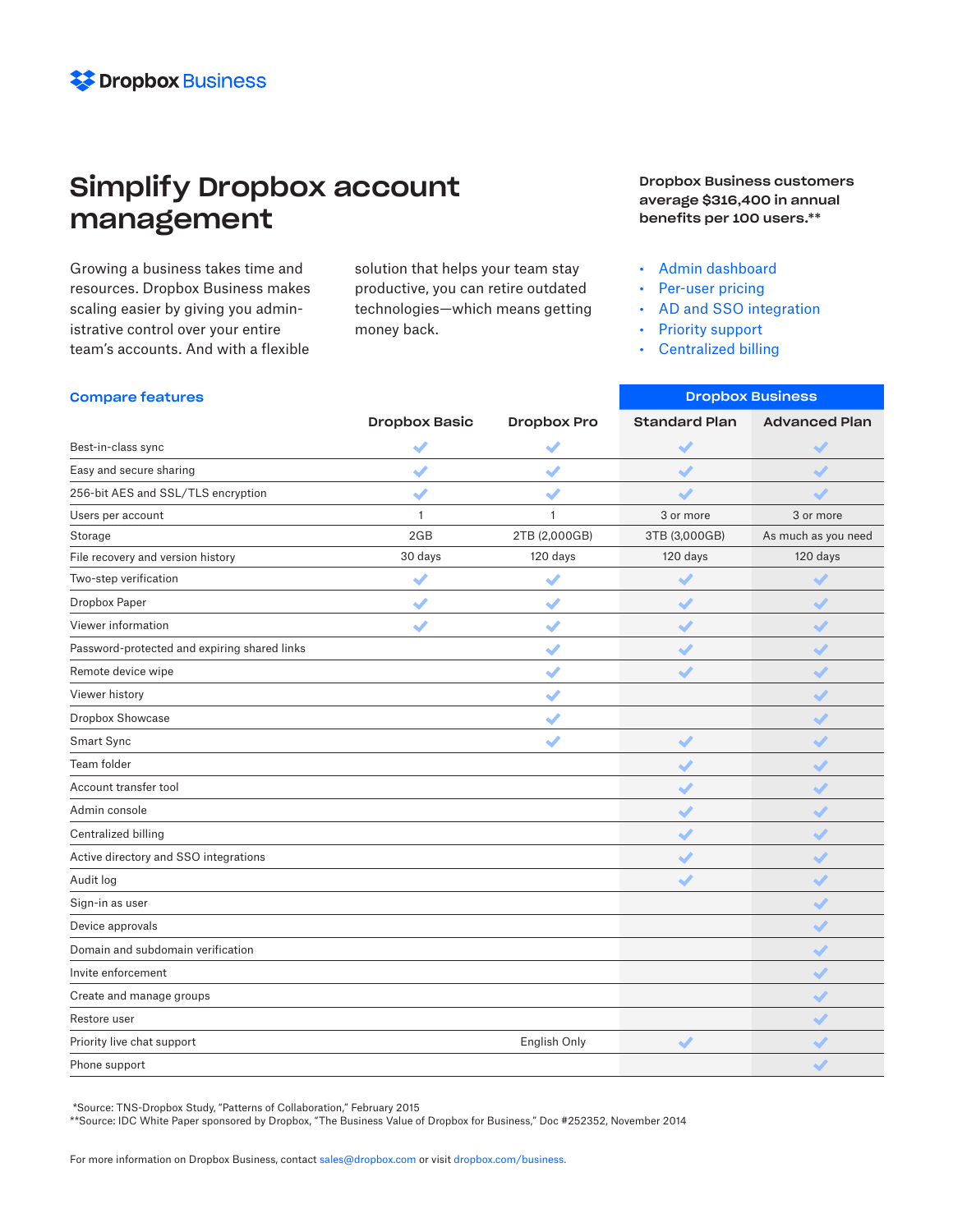**Dropbox Business**

# Simplify Dropbox account management

Growing a business takes time and resources. Dropbox Business makes scaling easier by giving you administrative control over your entire team's accounts. And with a flexible solution that helps your team stay productive, you can retire outdated technologies—which means getting money back.

**Dropbox Business customers average $316,400 in annual benefits per 100 users.****

- Admin dashboard
- Per-user pricing
- AD and SSO integration
- Priority support
- Centralized billing

## Compare features

| | | | Dropbox Business | |
|---|---|---|---|---|
| | **Dropbox Basic** | **Dropbox Pro** | **Standard Plan** | **Advanced Plan** |
| Best-in-class sync | ✓ | ✓ | ✓ | ✓ |
| Easy and secure sharing | ✓ | ✓ | ✓ | ✓ |
| 256-bit AES and SSL/TLS encryption | ✓ | ✓ | ✓ | ✓ |
| Users per account | 1 | 1 | 3 or more | 3 or more |
| Storage | 2GB | 2TB (2,000GB) | 3TB (3,000GB) | As much as you need |
| File recovery and version history | 30 days | 120 days | 120 days | 120 days |
| Two-step verification | ✓ | ✓ | ✓ | ✓ |
| Dropbox Paper | ✓ | ✓ | ✓ | ✓ |
| Viewer information | ✓ | ✓ | ✓ | ✓ |
| Password-protected and expiring shared links | | ✓ | ✓ | ✓ |
| Remote device wipe | | ✓ | ✓ | ✓ |
| Viewer history | | ✓ | | ✓ |
| Dropbox Showcase | | ✓ | | ✓ |
| Smart Sync | | ✓ | ✓ | ✓ |
| Team folder | | | ✓ | ✓ |
| Account transfer tool | | | ✓ | ✓ |
| Admin console | | | ✓ | ✓ |
| Centralized billing | | | ✓ | ✓ |
| Active directory and SSO integrations | | | ✓ | ✓ |
| Audit log | | | ✓ | ✓ |
| Sign-in as user | | | | ✓ |
| Device approvals | | | | ✓ |
| Domain and subdomain verification | | | | ✓ |
| Invite enforcement | | | | ✓ |
| Create and manage groups | | | | ✓ |
| Restore user | | | | ✓ |
| Priority live chat support | | English Only | ✓ | ✓ |
| Phone support | | | | ✓ |

*Source: TNS-Dropbox Study, "Patterns of Collaboration," February 2015
**Source: IDC White Paper sponsored by Dropbox, "The Business Value of Dropbox for Business," Doc #252352, November 2014

For more information on Dropbox Business, contact sales@dropbox.com or visit dropbox.com/business.